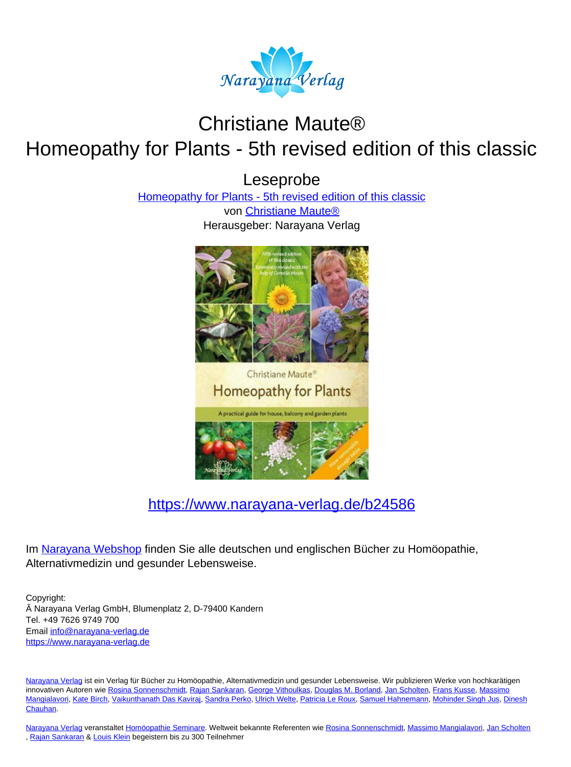Narayana Verlag

# Christiane Maute®
# Homeopathy for Plants - 5th revised edition of this classic

## Leseprobe

[Homeopathy for Plants - 5th revised edition of this classic](https://www.narayana-verlag.de/b24586)
von [Christiane Maute®](https://www.narayana-verlag.de)
Herausgeber: Narayana Verlag

[https://www.narayana-verlag.de/b24586](https://www.narayana-verlag.de/b24586)

Im Narayana Webshop finden Sie alle deutschen und englischen Bücher zu Homöopathie, Alternativmedizin und gesunder Lebensweise.

Copyright:
Â Narayana Verlag GmbH, Blumenplatz 2, D-79400 Kandern
Tel. +49 7626 9749 700
Email info@narayana-verlag.de
https://www.narayana-verlag.de

Narayana Verlag ist ein Verlag für Bücher zu Homöopathie, Alternativmedizin und gesunder Lebensweise. Wir publizieren Werke von hochkarätigen innovativen Autoren wie Rosina Sonnenschmidt, Rajan Sankaran, George Vithoulkas, Douglas M. Borland, Jan Scholten, Frans Kusse, Massimo Mangialavori, Kate Birch, Vaikunthanath Das Kaviraj, Sandra Perko, Ulrich Welte, Patricia Le Roux, Samuel Hahnemann, Mohinder Singh Jus, Dinesh Chauhan.

Narayana Verlag veranstaltet Homöopathie Seminare. Weltweit bekannte Referenten wie Rosina Sonnenschmidt, Massimo Mangialavori, Jan Scholten, Rajan Sankaran & Louis Klein begeistern bis zu 300 Teilnehmer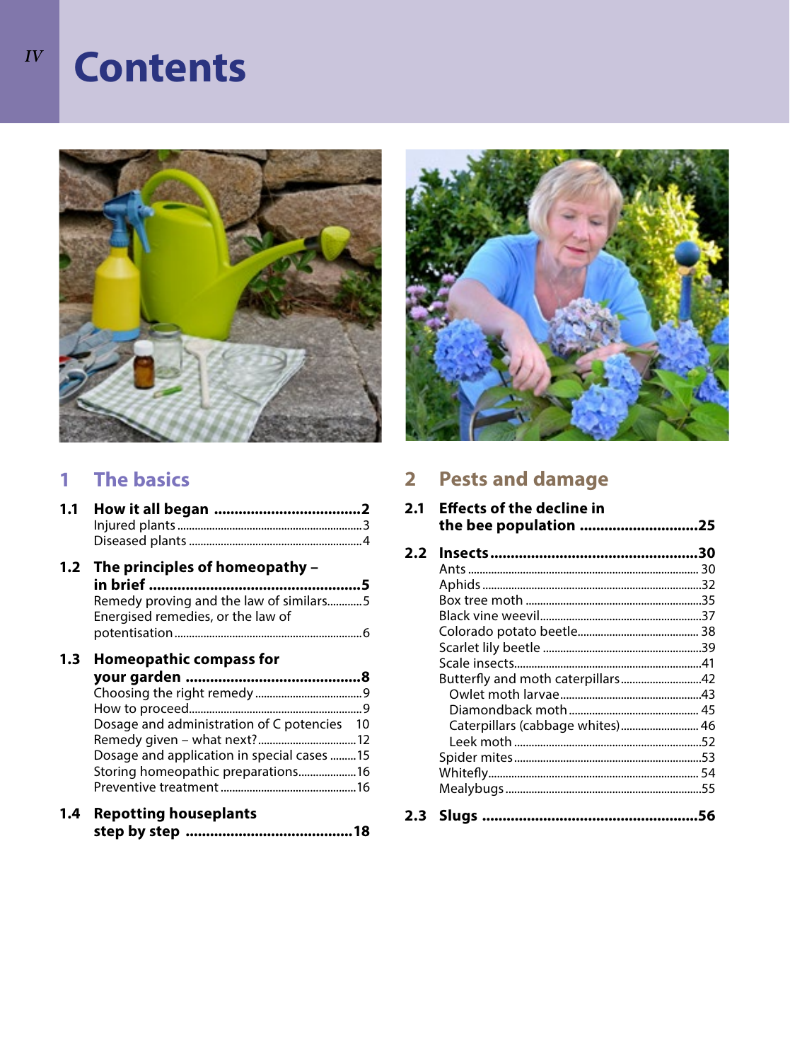# Contents

## 1 The basics

**1.1 How it all began ....................................2**
- Injured plants ....3
- Diseased plants ....4

**1.2 The principles of homeopathy – in brief ....................................5**
- Remedy proving and the law of similars....5
- Energised remedies, or the law of potentiation....6

**1.3 Homeopathic compass for your garden ....................................8**
- Choosing the right remedy ....9
- How to proceed....9
- Dosage and administration of C potencies 10
- Remedy given – what next?....12
- Dosage and application in special cases ....15
- Storing homeopathic preparations....16
- Preventive treatment ....16

**1.4 Repotting houseplants step by step ....................................18**

## 2 Pests and damage

**2.1 Effects of the decline in the bee population ....................................25**

**2.2 Insects....................................30**
- Ants .... 30
- Aphids ....32
- Box tree moth ....35
- Black vine weevil....37
- Colorado potato beetle.... 38
- Scarlet lily beetle ....39
- Scale insects....41
- Butterfly and moth caterpillars....42
  - Owlet moth larvae....43
  - Diamondback moth .... 45
  - Caterpillars (cabbage whites).... 46
  - Leek moth ....52
- Spider mites....53
- Whitefly.... 54
- Mealybugs ....55

**2.3 Slugs ....................................56**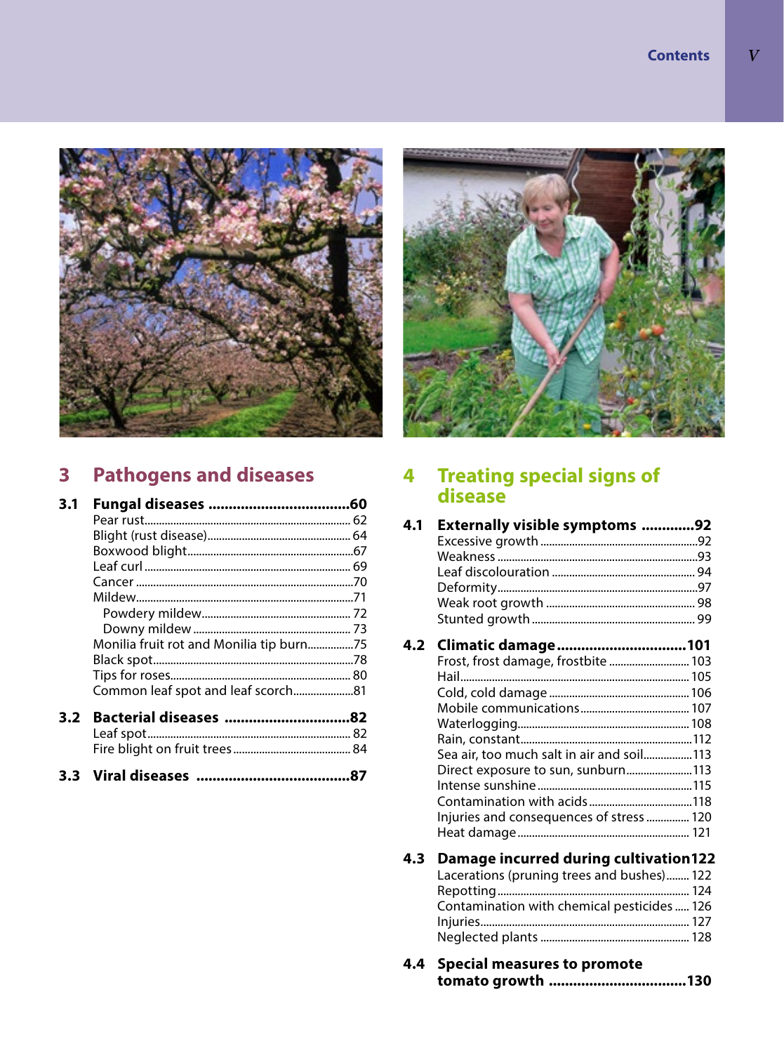# 3 Pathogens and diseases

## 3.1 Fungal diseases ..................................60

- Pear rust ....................................................................... 62
- Blight (rust disease) ................................................. 64
- Boxwood blight .........................................................67
- Leaf curl ....................................................................... 69
- Cancer ...........................................................................70
- Mildew ...........................................................................71
  - Powdery mildew ................................................... 72
  - Downy mildew ...................................................... 73
- Monilia fruit rot and Monilia tip burn ................75
- Black spot .....................................................................78
- Tips for roses ............................................................. 80
- Common leaf spot and leaf scorch .....................81

## 3.2 Bacterial diseases ..............................82

- Leaf spot ...................................................................... 82
- Fire blight on fruit trees ........................................ 84

## 3.3 Viral diseases .....................................87

# 4 Treating special signs of disease

## 4.1 Externally visible symptoms ............92

- Excessive growth ......................................................92
- Weakness .....................................................................93
- Leaf discolouration ................................................. 94
- Deformity .....................................................................97
- Weak root growth ................................................... 98
- Stunted growth ........................................................ 99

## 4.2 Climatic damage ...............................101

- Frost, frost damage, frostbite ............................ 103
- Hail .............................................................................. 105
- Cold, cold damage ................................................ 106
- Mobile communications ..................................... 107
- Waterlogging .......................................................... 108
- Rain, constant ...........................................................112
- Sea air, too much salt in air and soil .................113
- Direct exposure to sun, sunburn .......................113
- Intense sunshine ......................................................115
- Contamination with acids ....................................118
- Injuries and consequences of stress ............... 120
- Heat damage .......................................................... 121

## 4.3 Damage incurred during cultivation 122

- Lacerations (pruning trees and bushes) ........ 122
- Repotting ................................................................. 124
- Contamination with chemical pesticides ..... 126
- Injuries ...................................................................... 127
- Neglected plants ................................................... 128

## 4.4 Special measures to promote tomato growth .................................130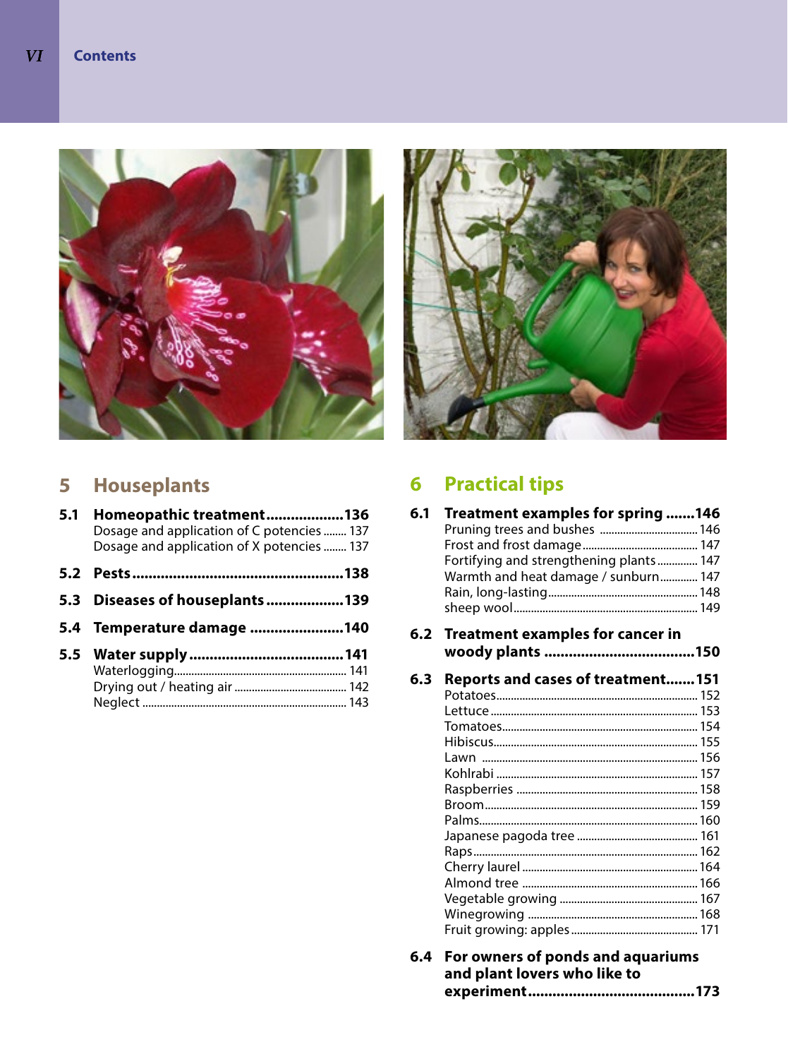## 5 Houseplants

**5.1 Homeopathic treatment** ................... **136**
Dosage and application of C potencies ........ 137
Dosage and application of X potencies ........ 137

**5.2 Pests** .................................................... **138**

**5.3 Diseases of houseplants** ................... **139**

**5.4 Temperature damage** ....................... **140**

**5.5 Water supply** ....................................... **141**
Waterlogging............................................................ 141
Drying out / heating air ...................................... 142
Neglect ...................................................................... 143

## 6 Practical tips

**6.1 Treatment examples for spring** .......**146**
Pruning trees and bushes ................................. 146
Frost and frost damage........................................ 147
Fortifying and strengthening plants............. 147
Warmth and heat damage / sunburn............. 147
Rain, long-lasting................................................... 148
sheep wool............................................................... 149

**6.2 Treatment examples for cancer in woody plants** ..................................... **150**

**6.3 Reports and cases of treatment**.......**151**
Potatoes..................................................................... 152
Lettuce ...................................................................... 153
Tomatoes................................................................... 154
Hibiscus...................................................................... 155
Lawn .......................................................................... 156
Kohlrabi ..................................................................... 157
Raspberries .............................................................. 158
Broom......................................................................... 159
Palms.......................................................................... 160
Japanese pagoda tree .......................................... 161
Raps............................................................................ 162
Cherry laurel ............................................................ 164
Almond tree ............................................................ 166
Vegetable growing ................................................ 167
Winegrowing .......................................................... 168
Fruit growing: apples........................................... 171

**6.4 For owners of ponds and aquariums and plant lovers who like to experiment**......................................... **173**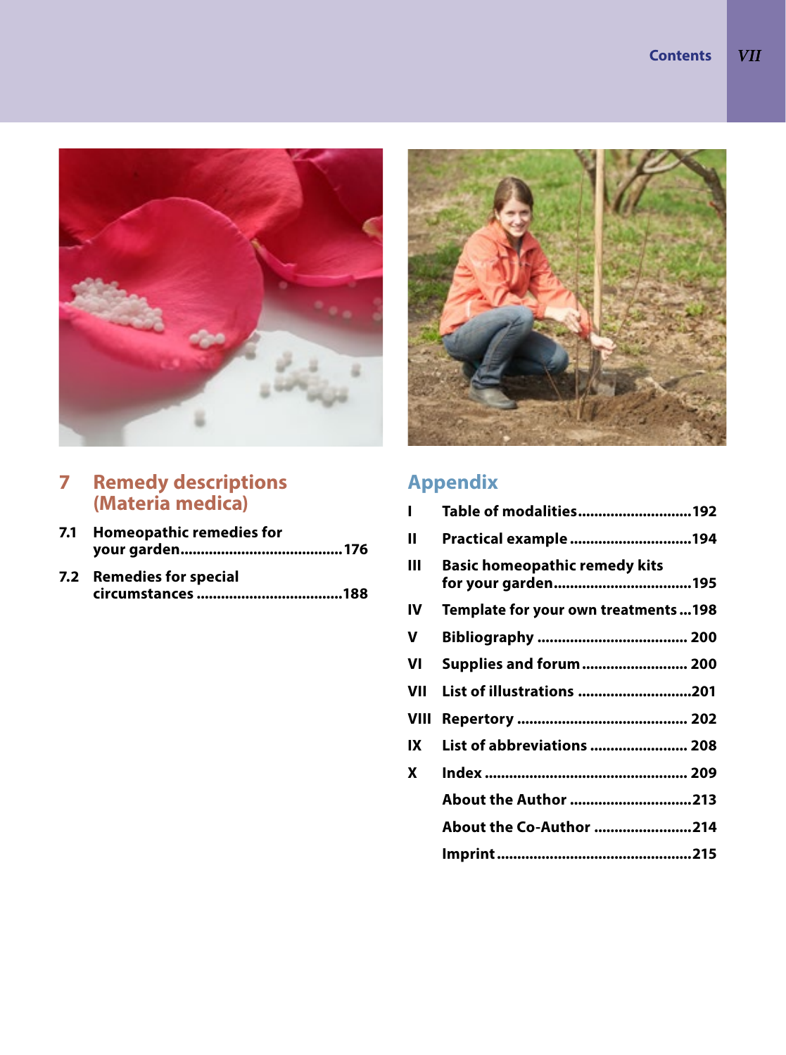## 7 Remedy descriptions (Materia medica)

**7.1 Homeopathic remedies for your garden** ........................................ 176

**7.2 Remedies for special circumstances** .................................... 188

## Appendix

**I Table of modalities** ............................ 192

**II Practical example** .............................. 194

**III Basic homeopathic remedy kits for your garden** .................................. 195

**IV Template for your own treatments** ... 198

**V Bibliography** ..................................... 200

**VI Supplies and forum** .......................... 200

**VII List of illustrations** ............................ 201

**VIII Repertory** .......................................... 202

**IX List of abbreviations** ........................ 208

**X Index** .................................................. 209

**About the Author** .............................. 213

**About the Co-Author** ........................ 214

**Imprint** ................................................ 215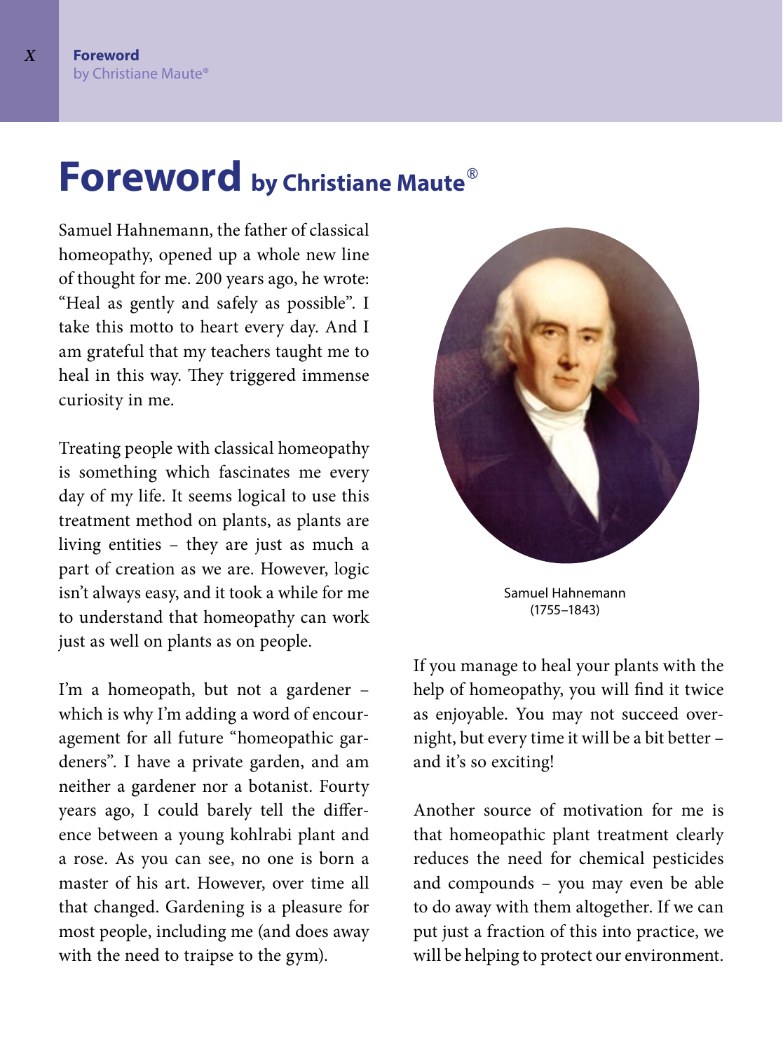# Foreword by Christiane Maute®

Samuel Hahnemann, the father of classical homeopathy, opened up a whole new line of thought for me. 200 years ago, he wrote: "Heal as gently and safely as possible". I take this motto to heart every day. And I am grateful that my teachers taught me to heal in this way. They triggered immense curiosity in me.

Treating people with classical homeopathy is something which fascinates me every day of my life. It seems logical to use this treatment method on plants, as plants are living entities – they are just as much a part of creation as we are. However, logic isn't always easy, and it took a while for me to understand that homeopathy can work just as well on plants as on people.

I'm a homeopath, but not a gardener – which is why I'm adding a word of encouragement for all future "homeopathic gardeners". I have a private garden, and am neither a gardener nor a botanist. Fourty years ago, I could barely tell the difference between a young kohlrabi plant and a rose. As you can see, no one is born a master of his art. However, over time all that changed. Gardening is a pleasure for most people, including me (and does away with the need to traipse to the gym).

Samuel Hahnemann
(1755–1843)

If you manage to heal your plants with the help of homeopathy, you will find it twice as enjoyable. You may not succeed overnight, but every time it will be a bit better – and it's so exciting!

Another source of motivation for me is that homeopathic plant treatment clearly reduces the need for chemical pesticides and compounds – you may even be able to do away with them altogether. If we can put just a fraction of this into practice, we will be helping to protect our environment.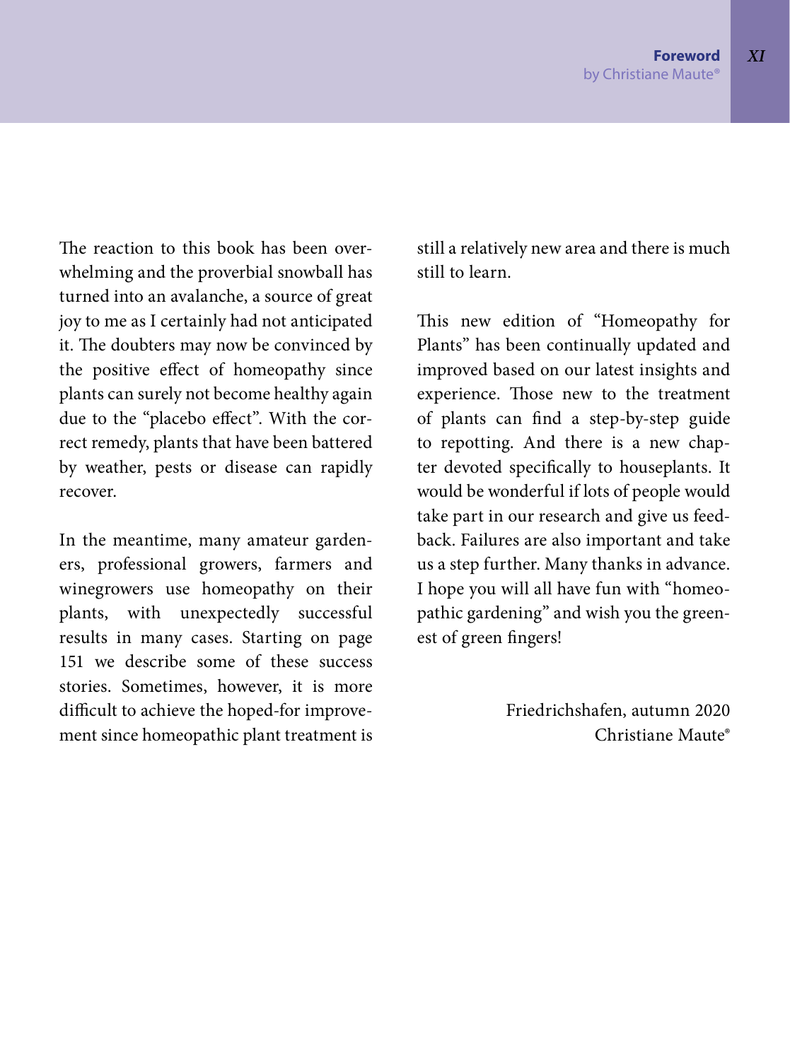The reaction to this book has been overwhelming and the proverbial snowball has turned into an avalanche, a source of great joy to me as I certainly had not anticipated it. The doubters may now be convinced by the positive effect of homeopathy since plants can surely not become healthy again due to the "placebo effect". With the correct remedy, plants that have been battered by weather, pests or disease can rapidly recover.

In the meantime, many amateur gardeners, professional growers, farmers and winegrowers use homeopathy on their plants, with unexpectedly successful results in many cases. Starting on page 151 we describe some of these success stories. Sometimes, however, it is more difficult to achieve the hoped-for improvement since homeopathic plant treatment is still a relatively new area and there is much still to learn.

This new edition of "Homeopathy for Plants" has been continually updated and improved based on our latest insights and experience. Those new to the treatment of plants can find a step-by-step guide to repotting. And there is a new chapter devoted specifically to houseplants. It would be wonderful if lots of people would take part in our research and give us feedback. Failures are also important and take us a step further. Many thanks in advance. I hope you will all have fun with "homeopathic gardening" and wish you the greenest of green fingers!

Friedrichshafen, autumn 2020
Christiane Maute®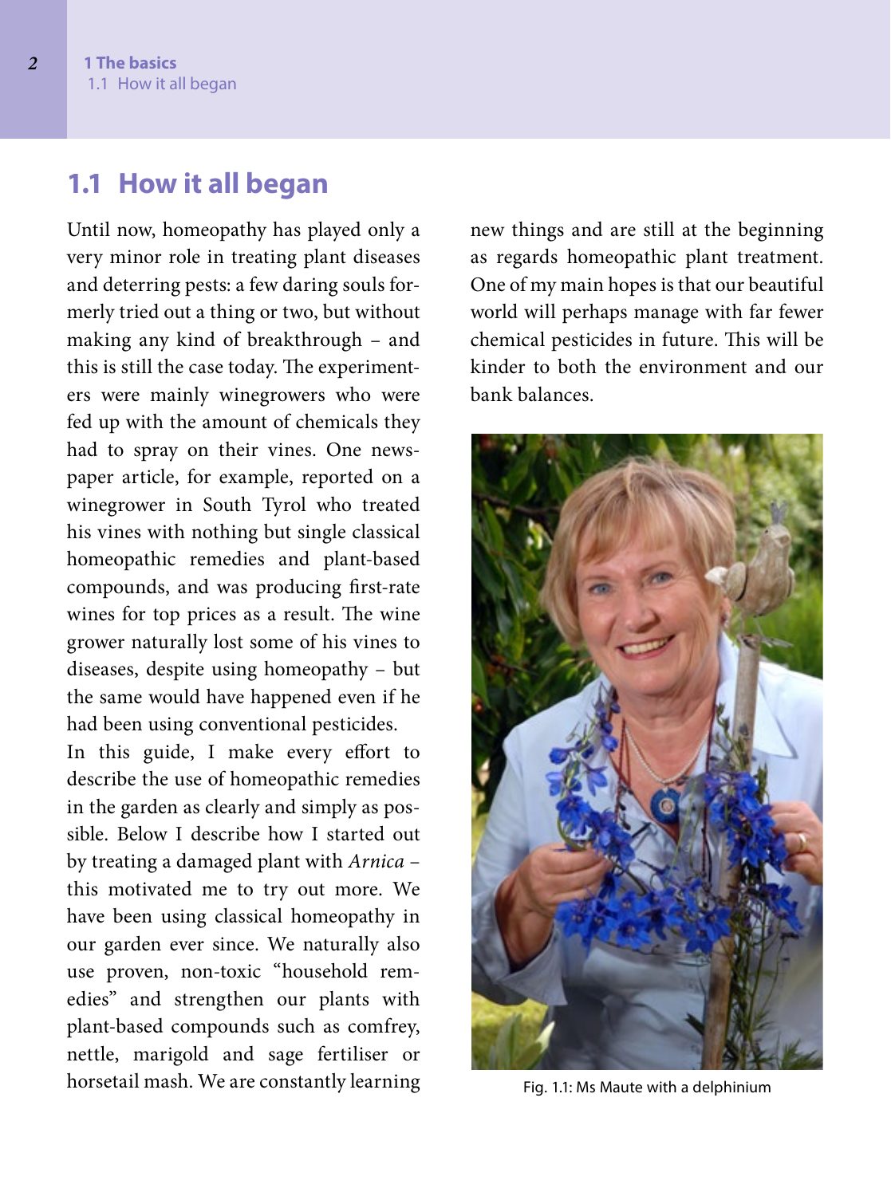## 1.1 How it all began

Until now, homeopathy has played only a very minor role in treating plant diseases and deterring pests: a few daring souls formerly tried out a thing or two, but without making any kind of breakthrough – and this is still the case today. The experimenters were mainly winegrowers who were fed up with the amount of chemicals they had to spray on their vines. One newspaper article, for example, reported on a winegrower in South Tyrol who treated his vines with nothing but single classical homeopathic remedies and plant-based compounds, and was producing first-rate wines for top prices as a result. The wine grower naturally lost some of his vines to diseases, despite using homeopathy – but the same would have happened even if he had been using conventional pesticides.

In this guide, I make every effort to describe the use of homeopathic remedies in the garden as clearly and simply as possible. Below I describe how I started out by treating a damaged plant with *Arnica* – this motivated me to try out more. We have been using classical homeopathy in our garden ever since. We naturally also use proven, non-toxic "household remedies" and strengthen our plants with plant-based compounds such as comfrey, nettle, marigold and sage fertiliser or horsetail mash. We are constantly learning new things and are still at the beginning as regards homeopathic plant treatment. One of my main hopes is that our beautiful world will perhaps manage with far fewer chemical pesticides in future. This will be kinder to both the environment and our bank balances.

Fig. 1.1: Ms Maute with a delphinium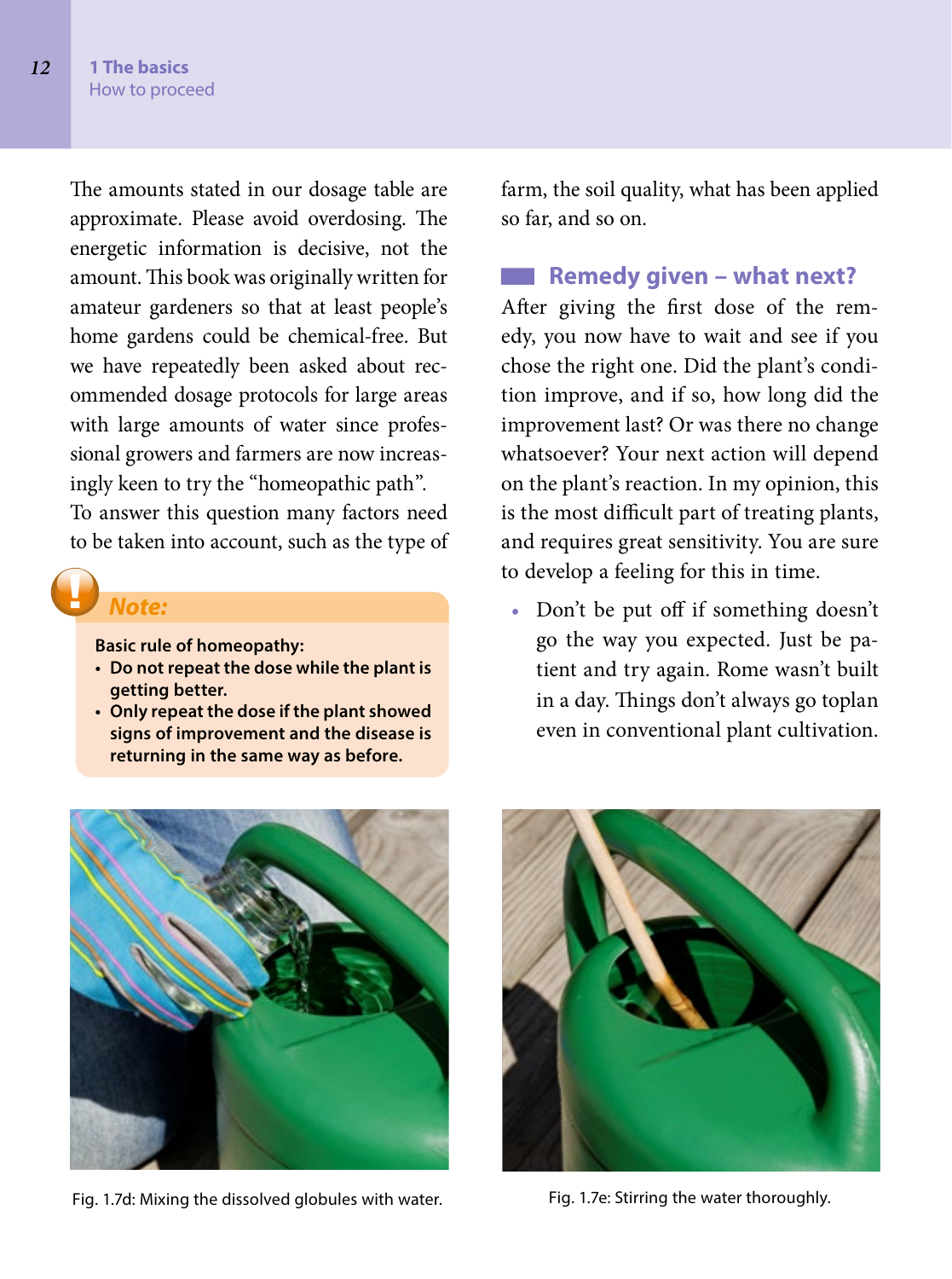The amounts stated in our dosage table are approximate. Please avoid overdosing. The energetic information is decisive, not the amount. This book was originally written for amateur gardeners so that at least people's home gardens could be chemical-free. But we have repeatedly been asked about recommended dosage protocols for large areas with large amounts of water since professional growers and farmers are now increasingly keen to try the "homeopathic path".
To answer this question many factors need to be taken into account, such as the type of farm, the soil quality, what has been applied so far, and so on.

> ***Note:***
>
> **Basic rule of homeopathy:**
> - **Do not repeat the dose while the plant is getting better.**
> - **Only repeat the dose if the plant showed signs of improvement and the disease is returning in the same way as before.**

## Remedy given – what next?

After giving the first dose of the remedy, you now have to wait and see if you chose the right one. Did the plant's condition improve, and if so, how long did the improvement last? Or was there no change whatsoever? Your next action will depend on the plant's reaction. In my opinion, this is the most difficult part of treating plants, and requires great sensitivity. You are sure to develop a feeling for this in time.

- Don't be put off if something doesn't go the way you expected. Just be patient and try again. Rome wasn't built in a day. Things don't always go toplan even in conventional plant cultivation.

Fig. 1.7d: Mixing the dissolved globules with water.

Fig. 1.7e: Stirring the water thoroughly.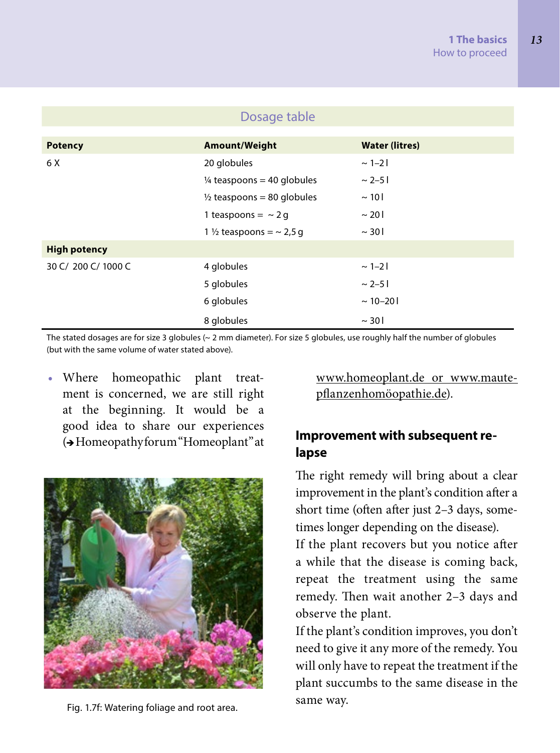### Dosage table

| Potency | Amount/Weight | Water (litres) |
|---|---|---|
| 6 X | 20 globules | ~ 1–2 l |
| | ¼ teaspoons = 40 globules | ~ 2–5 l |
| | ½ teaspoons = 80 globules | ~ 10 l |
| | 1 teaspoons = ~ 2 g | ~ 20 l |
| | 1 ½ teaspoons = ~ 2,5 g | ~ 30 l |
| **High potency** | | |
| 30 C/ 200 C/ 1000 C | 4 globules | ~ 1–2 l |
| | 5 globules | ~ 2–5 l |
| | 6 globules | ~ 10–20 l |
| | 8 globules | ~ 30 l |

The stated dosages are for size 3 globules (~ 2 mm diameter). For size 5 globules, use roughly half the number of globules (but with the same volume of water stated above).

- Where homeopathic plant treatment is concerned, we are still right at the beginning. It would be a good idea to share our experiences (➔ Homeopathy forum "Homeoplant" at www.homeoplant.de or www.maute-pflanzenhomöopathie.de).

Fig. 1.7f: Watering foliage and root area.

## Improvement with subsequent relapse

The right remedy will bring about a clear improvement in the plant's condition after a short time (often after just 2–3 days, sometimes longer depending on the disease).

If the plant recovers but you notice after a while that the disease is coming back, repeat the treatment using the same remedy. Then wait another 2–3 days and observe the plant.

If the plant's condition improves, you don't need to give it any more of the remedy. You will only have to repeat the treatment if the plant succumbs to the same disease in the same way.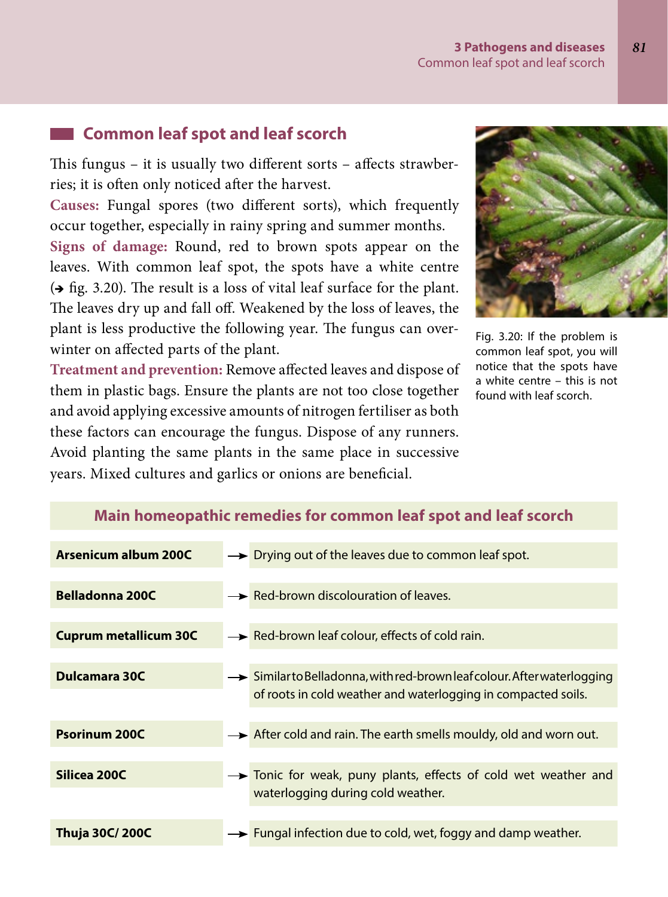## Common leaf spot and leaf scorch

This fungus – it is usually two different sorts – affects strawberries; it is often only noticed after the harvest.

**Causes:** Fungal spores (two different sorts), which frequently occur together, especially in rainy spring and summer months.

**Signs of damage:** Round, red to brown spots appear on the leaves. With common leaf spot, the spots have a white centre (➔ fig. 3.20). The result is a loss of vital leaf surface for the plant. The leaves dry up and fall off. Weakened by the loss of leaves, the plant is less productive the following year. The fungus can overwinter on affected parts of the plant.

**Treatment and prevention:** Remove affected leaves and dispose of them in plastic bags. Ensure the plants are not too close together and avoid applying excessive amounts of nitrogen fertiliser as both these factors can encourage the fungus. Dispose of any runners. Avoid planting the same plants in the same place in successive years. Mixed cultures and garlics or onions are beneficial.

Fig. 3.20: If the problem is common leaf spot, you will notice that the spots have a white centre – this is not found with leaf scorch.

### Main homeopathic remedies for common leaf spot and leaf scorch

| Remedy | Indication |
|---|---|
| **Arsenicum album 200C** | Drying out of the leaves due to common leaf spot. |
| **Belladonna 200C** | Red-brown discolouration of leaves. |
| **Cuprum metallicum 30C** | Red-brown leaf colour, effects of cold rain. |
| **Dulcamara 30C** | Similar to Belladonna, with red-brown leaf colour. After waterlogging of roots in cold weather and waterlogging in compacted soils. |
| **Psorinum 200C** | After cold and rain. The earth smells mouldy, old and worn out. |
| **Silicea 200C** | Tonic for weak, puny plants, effects of cold wet weather and waterlogging during cold weather. |
| **Thuja 30C/ 200C** | Fungal infection due to cold, wet, foggy and damp weather. |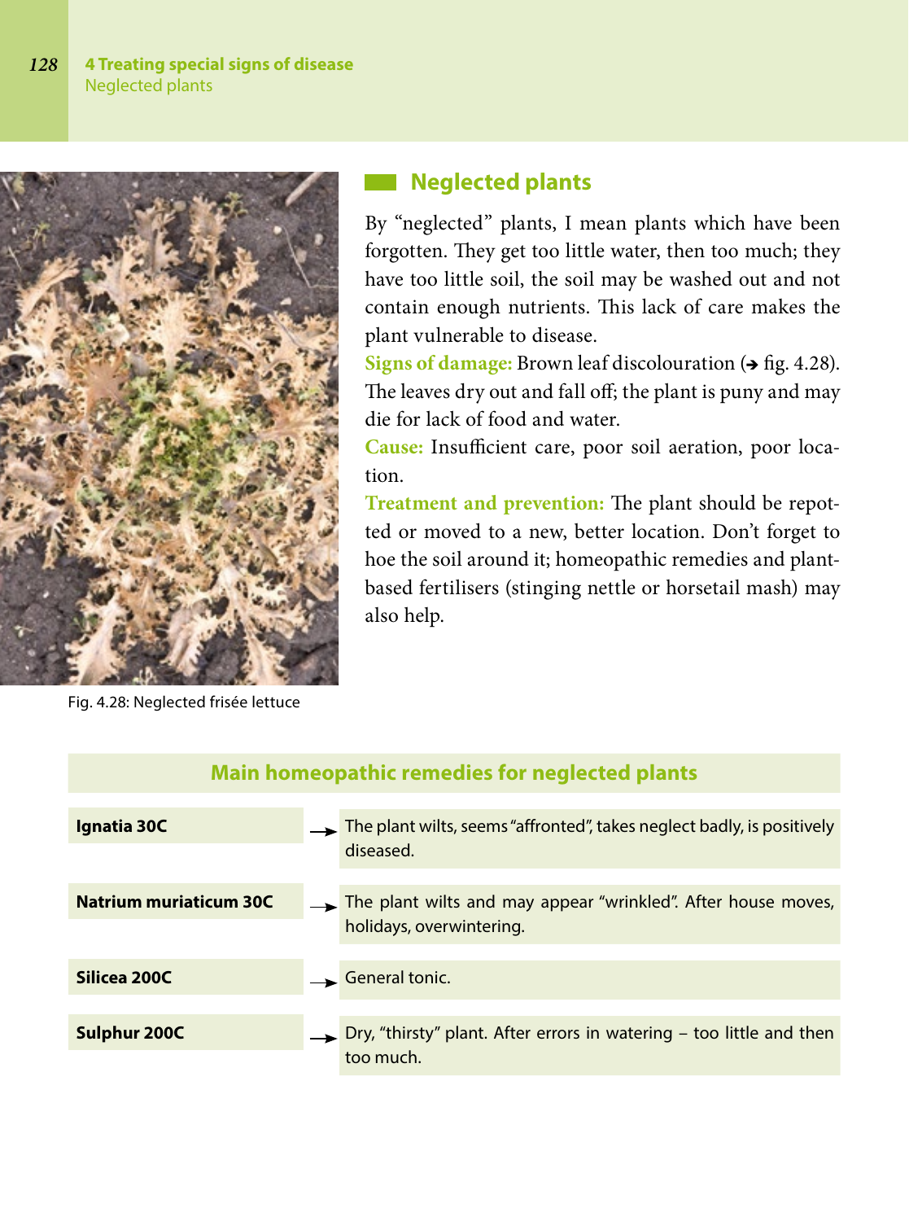## Neglected plants

By "neglected" plants, I mean plants which have been forgotten. They get too little water, then too much; they have too little soil, the soil may be washed out and not contain enough nutrients. This lack of care makes the plant vulnerable to disease.

**Signs of damage:** Brown leaf discolouration (➔ fig. 4.28). The leaves dry out and fall off; the plant is puny and may die for lack of food and water.

**Cause:** Insufficient care, poor soil aeration, poor location.

**Treatment and prevention:** The plant should be repotted or moved to a new, better location. Don't forget to hoe the soil around it; homeopathic remedies and plant-based fertilisers (stinging nettle or horsetail mash) may also help.

Fig. 4.28: Neglected frisée lettuce

| Main homeopathic remedies for neglected plants | |
|---|---|
| **Ignatia 30C** | → The plant wilts, seems "affronted", takes neglect badly, is positively diseased. |
| **Natrium muriaticum 30C** | → The plant wilts and may appear "wrinkled". After house moves, holidays, overwintering. |
| **Silicea 200C** | → General tonic. |
| **Sulphur 200C** | → Dry, "thirsty" plant. After errors in watering – too little and then too much. |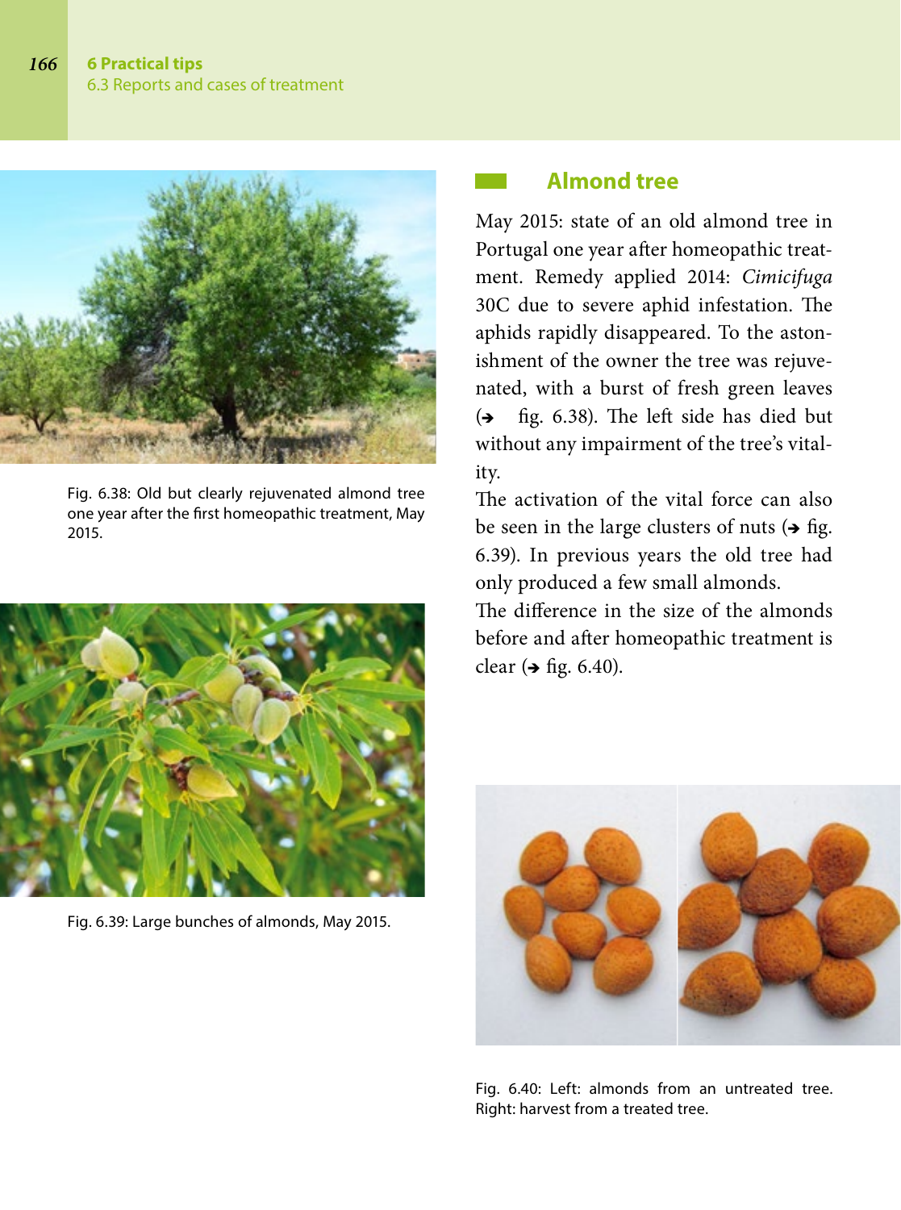## Almond tree

May 2015: state of an old almond tree in Portugal one year after homeopathic treatment. Remedy applied 2014: *Cimicifuga* 30C due to severe aphid infestation. The aphids rapidly disappeared. To the astonishment of the owner the tree was rejuvenated, with a burst of fresh green leaves (➔ fig. 6.38). The left side has died but without any impairment of the tree's vitality.

The activation of the vital force can also be seen in the large clusters of nuts (➔ fig. 6.39). In previous years the old tree had only produced a few small almonds.

The difference in the size of the almonds before and after homeopathic treatment is clear (➔ fig. 6.40).

Fig. 6.38: Old but clearly rejuvenated almond tree one year after the first homeopathic treatment, May 2015.

Fig. 6.39: Large bunches of almonds, May 2015.

Fig. 6.40: Left: almonds from an untreated tree. Right: harvest from a treated tree.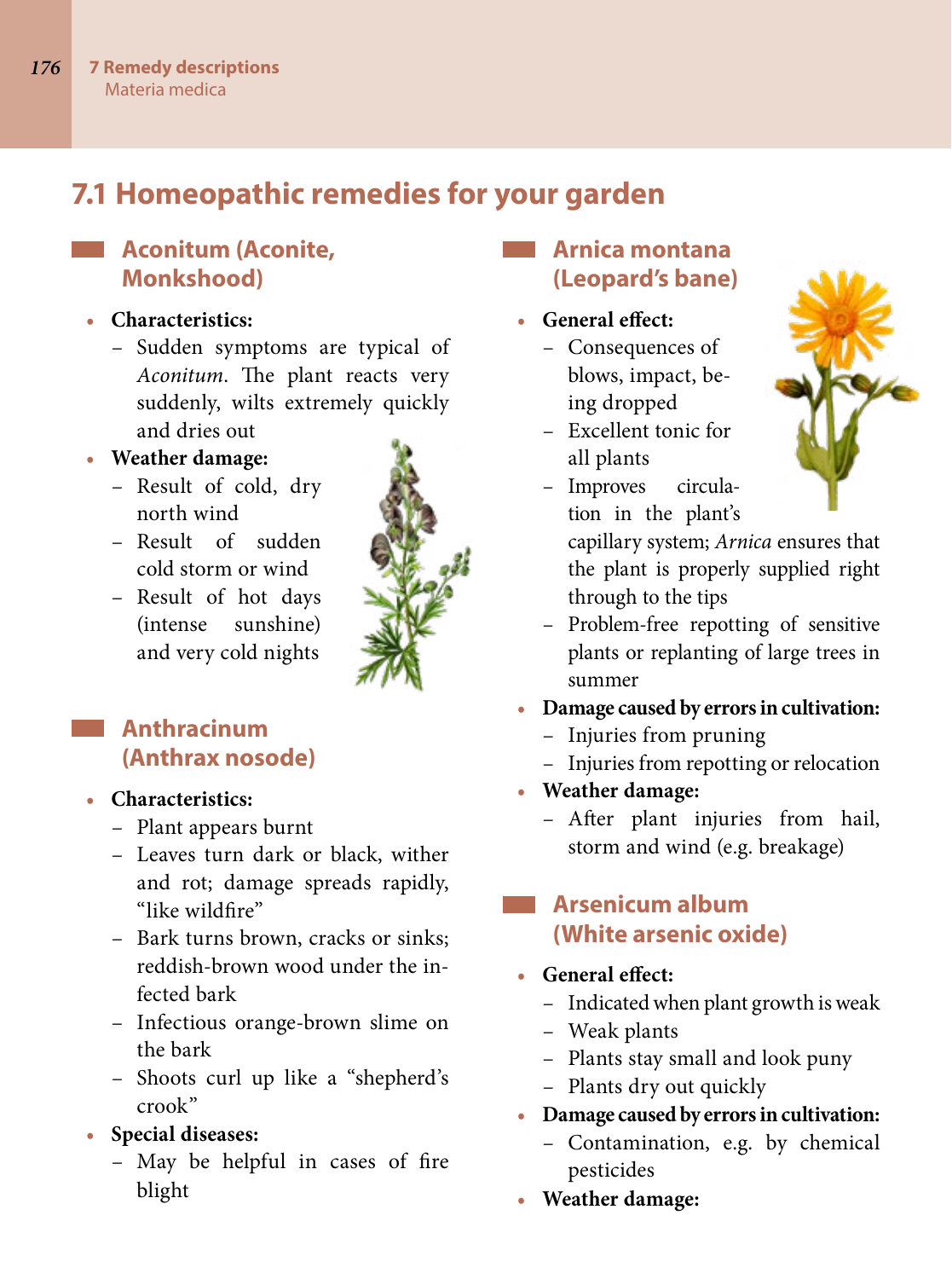## 7.1 Homeopathic remedies for your garden

### Aconitum (Aconite, Monkshood)

- **Characteristics:**
  - Sudden symptoms are typical of *Aconitum*. The plant reacts very suddenly, wilts extremely quickly and dries out
- **Weather damage:**
  - Result of cold, dry north wind
  - Result of sudden cold storm or wind
  - Result of hot days (intense sunshine) and very cold nights

### Anthracinum (Anthrax nosode)

- **Characteristics:**
  - Plant appears burnt
  - Leaves turn dark or black, wither and rot; damage spreads rapidly, "like wildfire"
  - Bark turns brown, cracks or sinks; reddish-brown wood under the infected bark
  - Infectious orange-brown slime on the bark
  - Shoots curl up like a "shepherd's crook"
- **Special diseases:**
  - May be helpful in cases of fire blight

### Arnica montana (Leopard's bane)

- **General effect:**
  - Consequences of blows, impact, being dropped
  - Excellent tonic for all plants
  - Improves circulation in the plant's capillary system; *Arnica* ensures that the plant is properly supplied right through to the tips
  - Problem-free repotting of sensitive plants or replanting of large trees in summer
- **Damage caused by errors in cultivation:**
  - Injuries from pruning
  - Injuries from repotting or relocation
- **Weather damage:**
  - After plant injuries from hail, storm and wind (e.g. breakage)

### Arsenicum album (White arsenic oxide)

- **General effect:**
  - Indicated when plant growth is weak
  - Weak plants
  - Plants stay small and look puny
  - Plants dry out quickly
- **Damage caused by errors in cultivation:**
  - Contamination, e.g. by chemical pesticides
- **Weather damage:**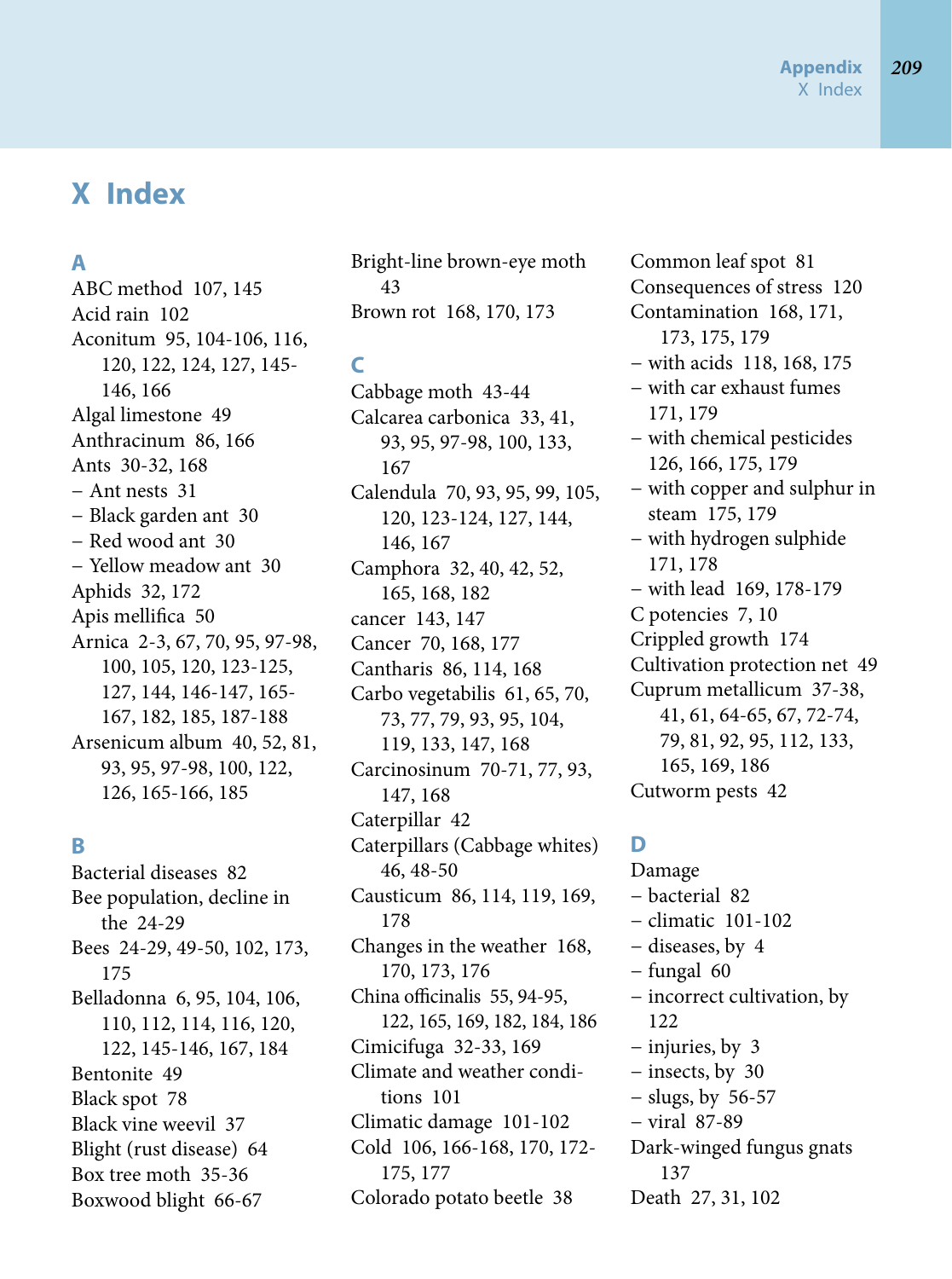# X Index

## A

ABC method 107, 145
Acid rain 102
Aconitum 95, 104-106, 116, 120, 122, 124, 127, 145-146, 166
Algal limestone 49
Anthracinum 86, 166
Ants 30-32, 168
– Ant nests 31
– Black garden ant 30
– Red wood ant 30
– Yellow meadow ant 30
Aphids 32, 172
Apis mellifica 50
Arnica 2-3, 67, 70, 95, 97-98, 100, 105, 120, 123-125, 127, 144, 146-147, 165-167, 182, 185, 187-188
Arsenicum album 40, 52, 81, 93, 95, 97-98, 100, 122, 126, 165-166, 185

## B

Bacterial diseases 82
Bee population, decline in the 24-29
Bees 24-29, 49-50, 102, 173, 175
Belladonna 6, 95, 104, 106, 110, 112, 114, 116, 120, 122, 145-146, 167, 184
Bentonite 49
Black spot 78
Black vine weevil 37
Blight (rust disease) 64
Box tree moth 35-36
Boxwood blight 66-67
Bright-line brown-eye moth 43
Brown rot 168, 170, 173

## C

Cabbage moth 43-44
Calcarea carbonica 33, 41, 93, 95, 97-98, 100, 133, 167
Calendula 70, 93, 95, 99, 105, 120, 123-124, 127, 144, 146, 167
Camphora 32, 40, 42, 52, 165, 168, 182
cancer 143, 147
Cancer 70, 168, 177
Cantharis 86, 114, 168
Carbo vegetabilis 61, 65, 70, 73, 77, 79, 93, 95, 104, 119, 133, 147, 168
Carcinosinum 70-71, 77, 93, 147, 168
Caterpillar 42
Caterpillars (Cabbage whites) 46, 48-50
Causticum 86, 114, 119, 169, 178
Changes in the weather 168, 170, 173, 176
China officinalis 55, 94-95, 122, 165, 169, 182, 184, 186
Cimicifuga 32-33, 169
Climate and weather conditions 101
Climatic damage 101-102
Cold 106, 166-168, 170, 172-175, 177
Colorado potato beetle 38
Common leaf spot 81
Consequences of stress 120
Contamination 168, 171, 173, 175, 179
– with acids 118, 168, 175
– with car exhaust fumes 171, 179
– with chemical pesticides 126, 166, 175, 179
– with copper and sulphur in steam 175, 179
– with hydrogen sulphide 171, 178
– with lead 169, 178-179
C potencies 7, 10
Crippled growth 174
Cultivation protection net 49
Cuprum metallicum 37-38, 41, 61, 64-65, 67, 72-74, 79, 81, 92, 95, 112, 133, 165, 169, 186
Cutworm pests 42

## D

Damage
– bacterial 82
– climatic 101-102
– diseases, by 4
– fungal 60
– incorrect cultivation, by 122
– injuries, by 3
– insects, by 30
– slugs, by 56-57
– viral 87-89
Dark-winged fungus gnats 137
Death 27, 31, 102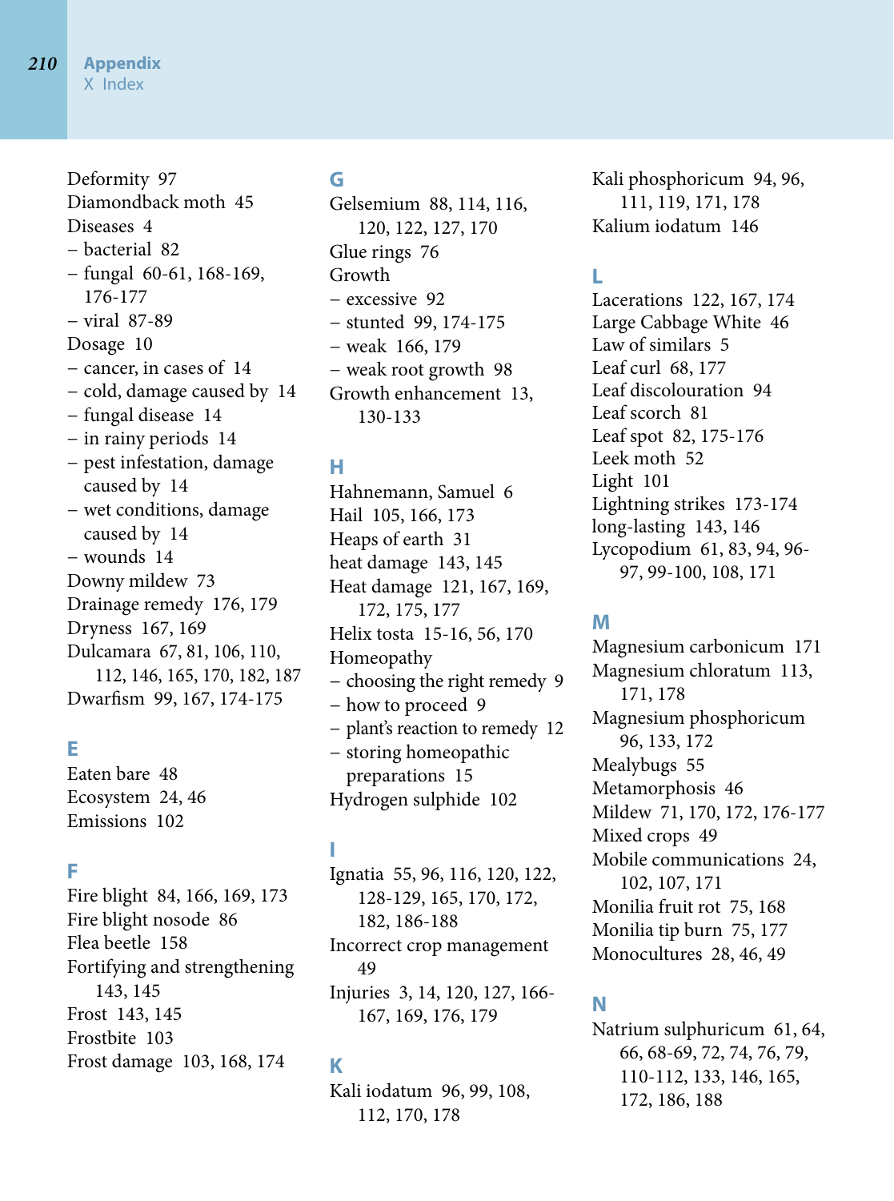Deformity 97
Diamondback moth 45
Diseases 4
– bacterial 82
– fungal 60-61, 168-169, 176-177
– viral 87-89
Dosage 10
– cancer, in cases of 14
– cold, damage caused by 14
– fungal disease 14
– in rainy periods 14
– pest infestation, damage caused by 14
– wet conditions, damage caused by 14
– wounds 14
Downy mildew 73
Drainage remedy 176, 179
Dryness 167, 169
Dulcamara 67, 81, 106, 110, 112, 146, 165, 170, 182, 187
Dwarfism 99, 167, 174-175

## E

Eaten bare 48
Ecosystem 24, 46
Emissions 102

## F

Fire blight 84, 166, 169, 173
Fire blight nosode 86
Flea beetle 158
Fortifying and strengthening 143, 145
Frost 143, 145
Frostbite 103
Frost damage 103, 168, 174

## G

Gelsemium 88, 114, 116, 120, 122, 127, 170
Glue rings 76
Growth
– excessive 92
– stunted 99, 174-175
– weak 166, 179
– weak root growth 98
Growth enhancement 13, 130-133

## H

Hahnemann, Samuel 6
Hail 105, 166, 173
Heaps of earth 31
heat damage 143, 145
Heat damage 121, 167, 169, 172, 175, 177
Helix tosta 15-16, 56, 170
Homeopathy
– choosing the right remedy 9
– how to proceed 9
– plant's reaction to remedy 12
– storing homeopathic preparations 15
Hydrogen sulphide 102

## I

Ignatia 55, 96, 116, 120, 122, 128-129, 165, 170, 172, 182, 186-188
Incorrect crop management 49
Injuries 3, 14, 120, 127, 166-167, 169, 176, 179

## K

Kali iodatum 96, 99, 108, 112, 170, 178
Kali phosphoricum 94, 96, 111, 119, 171, 178
Kalium iodatum 146

## L

Lacerations 122, 167, 174
Large Cabbage White 46
Law of similars 5
Leaf curl 68, 177
Leaf discolouration 94
Leaf scorch 81
Leaf spot 82, 175-176
Leek moth 52
Light 101
Lightning strikes 173-174
long-lasting 143, 146
Lycopodium 61, 83, 94, 96-97, 99-100, 108, 171

## M

Magnesium carbonicum 171
Magnesium chloratum 113, 171, 178
Magnesium phosphoricum 96, 133, 172
Mealybugs 55
Metamorphosis 46
Mildew 71, 170, 172, 176-177
Mixed crops 49
Mobile communications 24, 102, 107, 171
Monilia fruit rot 75, 168
Monilia tip burn 75, 177
Monocultures 28, 46, 49

## N

Natrium sulphuricum 61, 64, 66, 68-69, 72, 74, 76, 79, 110-112, 133, 146, 165, 172, 186, 188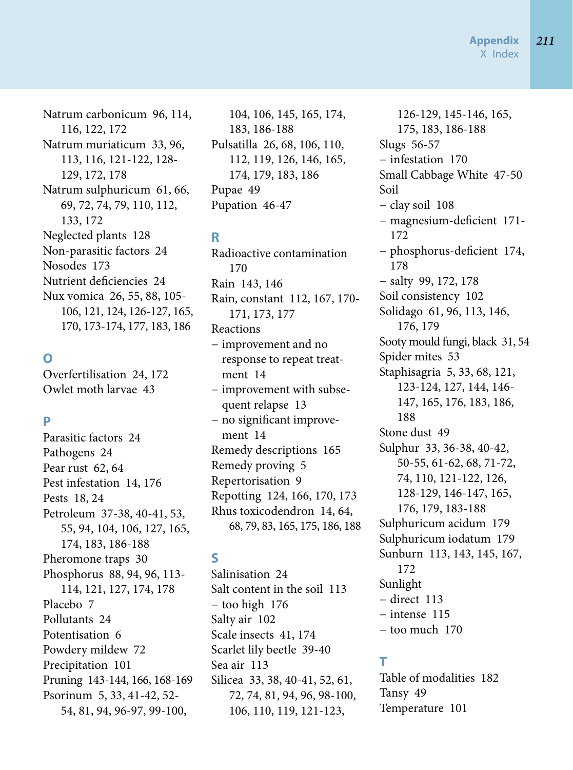Natrum carbonicum 96, 114, 116, 122, 172
Natrum muriaticum 33, 96, 113, 116, 121-122, 128-129, 172, 178
Natrum sulphuricum 61, 66, 69, 72, 74, 79, 110, 112, 133, 172
Neglected plants 128
Non-parasitic factors 24
Nosodes 173
Nutrient deficiencies 24
Nux vomica 26, 55, 88, 105-106, 121, 124, 126-127, 165, 170, 173-174, 177, 183, 186

## O

Overfertilisation 24, 172
Owlet moth larvae 43

## P

Parasitic factors 24
Pathogens 24
Pear rust 62, 64
Pest infestation 14, 176
Pests 18, 24
Petroleum 37-38, 40-41, 53, 55, 94, 104, 106, 127, 165, 174, 183, 186-188
Pheromone traps 30
Phosphorus 88, 94, 96, 113-114, 121, 127, 174, 178
Placebo 7
Pollutants 24
Potentisation 6
Powdery mildew 72
Precipitation 101
Pruning 143-144, 166, 168-169
Psorinum 5, 33, 41-42, 52-54, 81, 94, 96-97, 99-100, 104, 106, 145, 165, 174, 183, 186-188
Pulsatilla 26, 68, 106, 110, 112, 119, 126, 146, 165, 174, 179, 183, 186
Pupae 49
Pupation 46-47

## R

Radioactive contamination 170
Rain 143, 146
Rain, constant 112, 167, 170-171, 173, 177
Reactions
– improvement and no response to repeat treatment 14
– improvement with subsequent relapse 13
– no significant improvement 14
Remedy descriptions 165
Remedy proving 5
Repertorisation 9
Repotting 124, 166, 170, 173
Rhus toxicodendron 14, 64, 68, 79, 83, 165, 175, 186, 188

## S

Salinisation 24
Salt content in the soil 113
– too high 176
Salty air 102
Scale insects 41, 174
Scarlet lily beetle 39-40
Sea air 113
Silicea 33, 38, 40-41, 52, 61, 72, 74, 81, 94, 96, 98-100, 106, 110, 119, 121-123, 126-129, 145-146, 165, 175, 183, 186-188
Slugs 56-57
– infestation 170
Small Cabbage White 47-50
Soil
– clay soil 108
– magnesium-deficient 171-172
– phosphorus-deficient 174, 178
– salty 99, 172, 178
Soil consistency 102
Solidago 61, 96, 113, 146, 176, 179
Sooty mould fungi, black 31, 54
Spider mites 53
Staphisagria 5, 33, 68, 121, 123-124, 127, 144, 146-147, 165, 176, 183, 186, 188
Stone dust 49
Sulphur 33, 36-38, 40-42, 50-55, 61-62, 68, 71-72, 74, 110, 121-122, 126, 128-129, 146-147, 165, 176, 179, 183-188
Sulphuricum acidum 179
Sulphuricum iodatum 179
Sunburn 113, 143, 145, 167, 172
Sunlight
– direct 113
– intense 115
– too much 170

## T

Table of modalities 182
Tansy 49
Temperature 101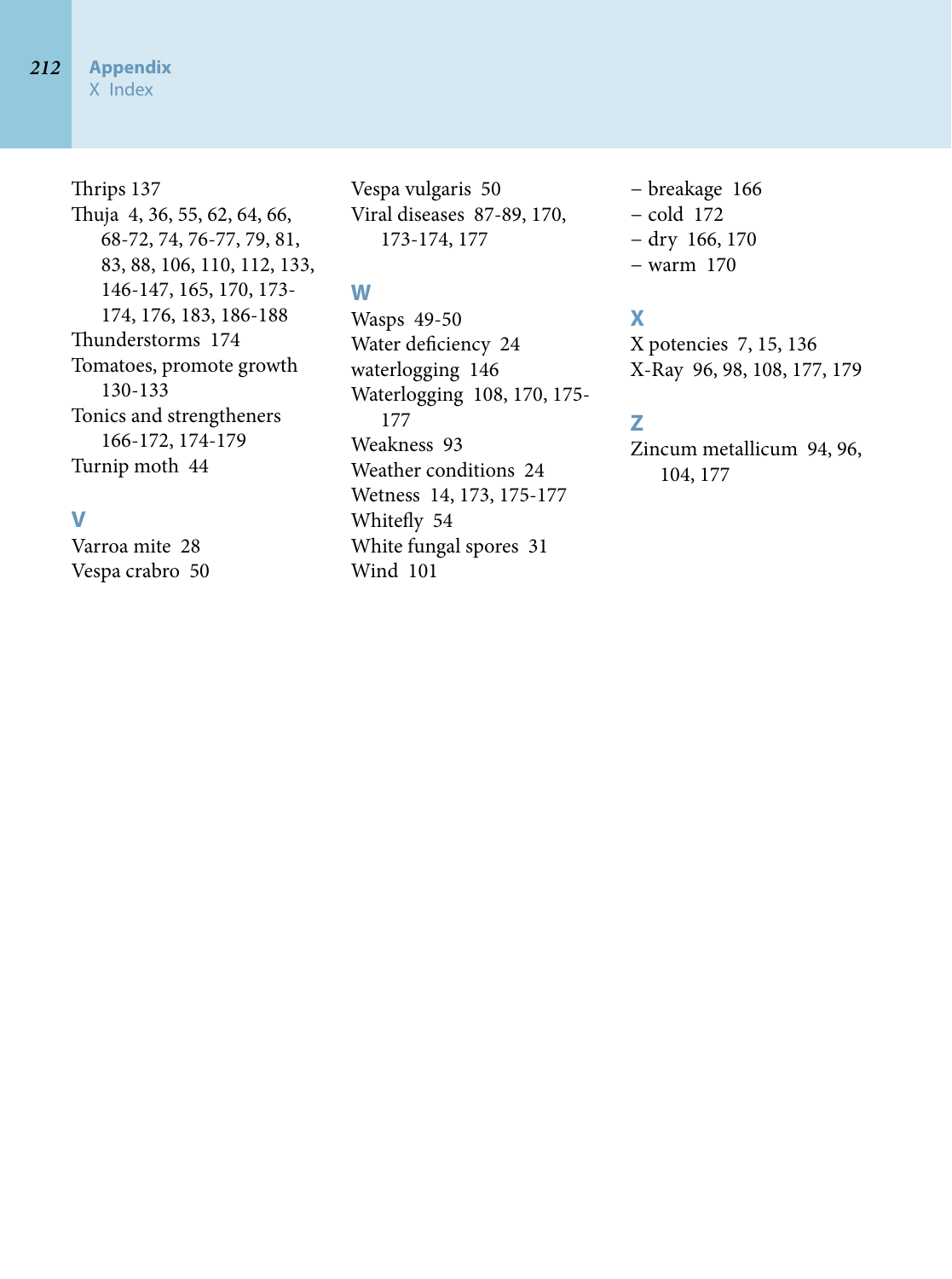Thrips 137
Thuja 4, 36, 55, 62, 64, 66, 68-72, 74, 76-77, 79, 81, 83, 88, 106, 110, 112, 133, 146-147, 165, 170, 173-174, 176, 183, 186-188
Thunderstorms 174
Tomatoes, promote growth 130-133
Tonics and strengtheners 166-172, 174-179
Turnip moth 44

## V

Varroa mite 28
Vespa crabro 50
Vespa vulgaris 50
Viral diseases 87-89, 170, 173-174, 177

## W

Wasps 49-50
Water deficiency 24
waterlogging 146
Waterlogging 108, 170, 175-177
Weakness 93
Weather conditions 24
Wetness 14, 173, 175-177
Whitefly 54
White fungal spores 31
Wind 101
– breakage 166
– cold 172
– dry 166, 170
– warm 170

## X

X potencies 7, 15, 136
X-Ray 96, 98, 108, 177, 179

## Z

Zincum metallicum 94, 96, 104, 177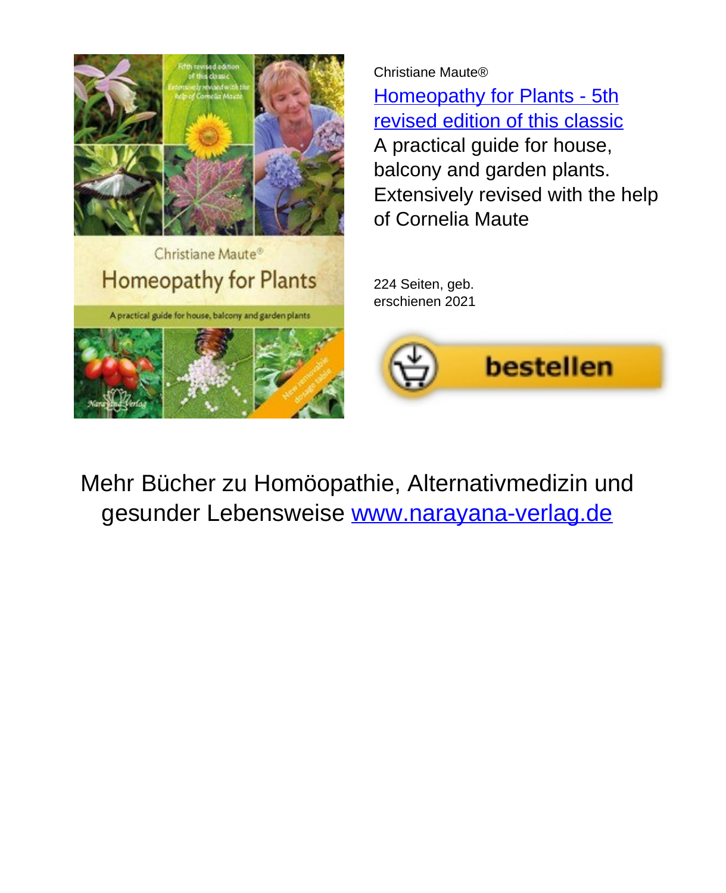Christiane Maute®

[Homeopathy for Plants - 5th revised edition of this classic](#)

A practical guide for house, balcony and garden plants. Extensively revised with the help of Cornelia Maute

224 Seiten, geb.
erschienen 2021

bestellen

Mehr Bücher zu Homöopathie, Alternativmedizin und gesunder Lebensweise [www.narayana-verlag.de](http://www.narayana-verlag.de)